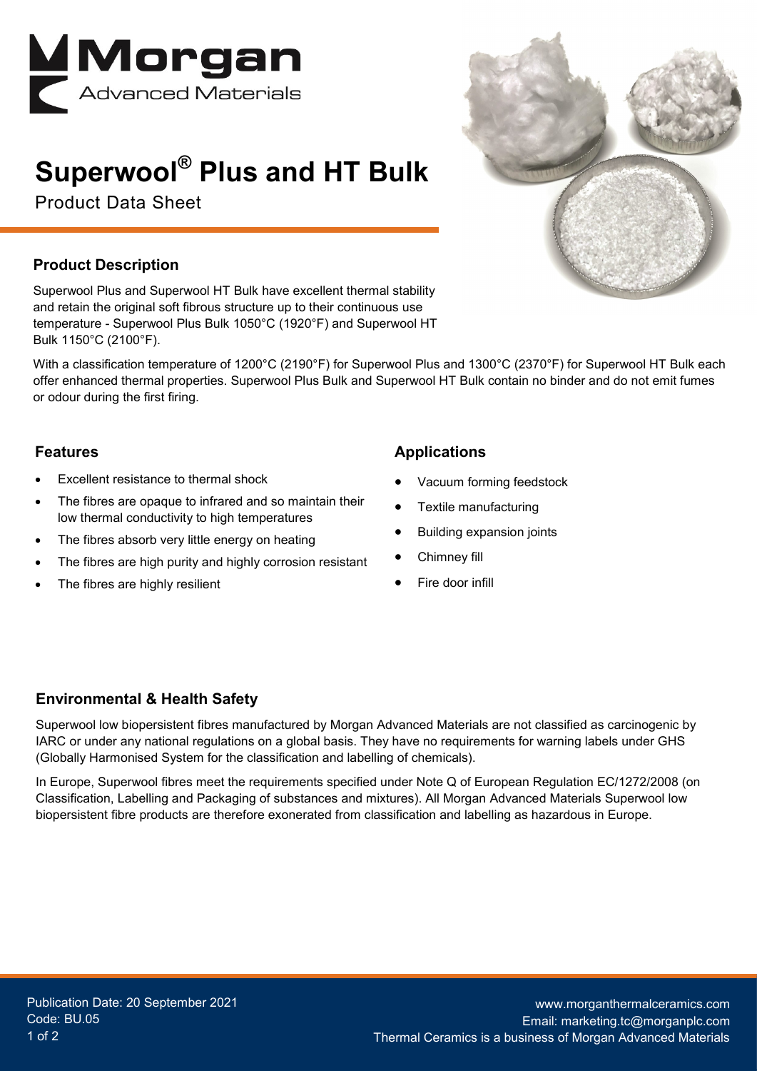# Superwool® Plus and HT Bulk

Product Data Sheet

## Product Description

Superwool Plus and Superwool HT Bulk have excellent thermal stability and retain the original soft fibrous structure up to their continuous use temperature - Superwool Plus Bulk 1050°C (1920°F) and Superwool HT Bulk 1150°C (2100°F).

With a classification temperature of 1200°C (2190°F) for Superwool Plus and 1300°C (2370°F) for Superwool HT Bulk each offer enhanced thermal properties. Superwool Plus Bulk and Superwool HT Bulk contain no binder and do not emit fumes or odour during the first firing.

## Features

- Excellent resistance to thermal shock
- The fibres are opaque to infrared and so maintain their low thermal conductivity to high temperatures
- The fibres absorb very little energy on heating
- The fibres are high purity and highly corrosion resistant
- The fibres are highly resilient

## Applications

- Vacuum forming feedstock
- Textile manufacturing
- Building expansion joints
- Chimney fill
- Fire door infill

## Environmental & Health Safety

Superwool low biopersistent fibres manufactured by Morgan Advanced Materials are not classified as carcinogenic by IARC or under any national regulations on a global basis. They have no requirements for warning labels under GHS (Globally Harmonised System for the classification and labelling of chemicals).

In Europe, Superwool fibres meet the requirements specified under Note Q of European Regulation EC/1272/2008 (on Classification, Labelling and Packaging of substances and mixtures). All Morgan Advanced Materials Superwool low biopersistent fibre products are therefore exonerated from classification and labelling as hazardous in Europe.

Publication Date: 20 September 2021
Code: BU.05

www.morganthermalceramics.com
Email: marketing.tc@morganplc.com
Thermal Ceramics is a business of Morgan Advanced Materials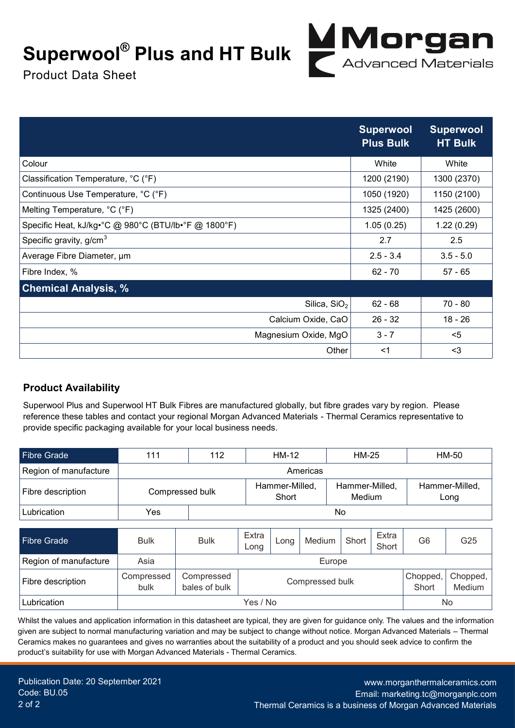# Superwool® Plus and HT Bulk

Product Data Sheet

| | Superwool Plus Bulk | Superwool HT Bulk |
|---|---|---|
| Colour | White | White |
| Classification Temperature, °C (°F) | 1200 (2190) | 1300 (2370) |
| Continuous Use Temperature, °C (°F) | 1050 (1920) | 1150 (2100) |
| Melting Temperature, °C (°F) | 1325 (2400) | 1425 (2600) |
| Specific Heat, kJ/kg•°C @ 980°C (BTU/lb•°F @ 1800°F) | 1.05 (0.25) | 1.22 (0.29) |
| Specific gravity, g/cm$^3$ | 2.7 | 2.5 |
| Average Fibre Diameter, μm | 2.5 - 3.4 | 3.5 - 5.0 |
| Fibre Index, % | 62 - 70 | 57 - 65 |
| **Chemical Analysis, %** | | |
| Silica, $SiO_2$ | 62 - 68 | 70 - 80 |
| Calcium Oxide, CaO | 26 - 32 | 18 - 26 |
| Magnesium Oxide, MgO | 3 - 7 | <5 |
| Other | <1 | <3 |

## Product Availability

Superwool Plus and Superwool HT Bulk Fibres are manufactured globally, but fibre grades vary by region. Please reference these tables and contact your regional Morgan Advanced Materials - Thermal Ceramics representative to provide specific packaging available for your local business needs.

| Fibre Grade | 111 | 112 | HM-12 | HM-25 | HM-50 |
|---|---|---|---|---|---|
| Region of manufacture | Americas | | | | |
| Fibre description | Compressed bulk | | Hammer-Milled, Short | Hammer-Milled, Medium | Hammer-Milled, Long |
| Lubrication | Yes | No | | | |

| Fibre Grade | Bulk | Bulk | Extra Long | Long | Medium | Short | Extra Short | G6 | G25 |
|---|---|---|---|---|---|---|---|---|---|
| Region of manufacture | Asia | Europe | | | | | | | |
| Fibre description | Compressed bulk | Compressed bales of bulk | Compressed bulk | | | | | Chopped, Short | Chopped, Medium |
| Lubrication | Yes / No | | | | | | | No | |

Whilst the values and application information in this datasheet are typical, they are given for guidance only. The values and the information given are subject to normal manufacturing variation and may be subject to change without notice. Morgan Advanced Materials – Thermal Ceramics makes no guarantees and gives no warranties about the suitability of a product and you should seek advice to confirm the product's suitability for use with Morgan Advanced Materials - Thermal Ceramics.

Publication Date: 20 September 2021
Code: BU.05

www.morganthermalceramics.com
Email: marketing.tc@morganplc.com
Thermal Ceramics is a business of Morgan Advanced Materials